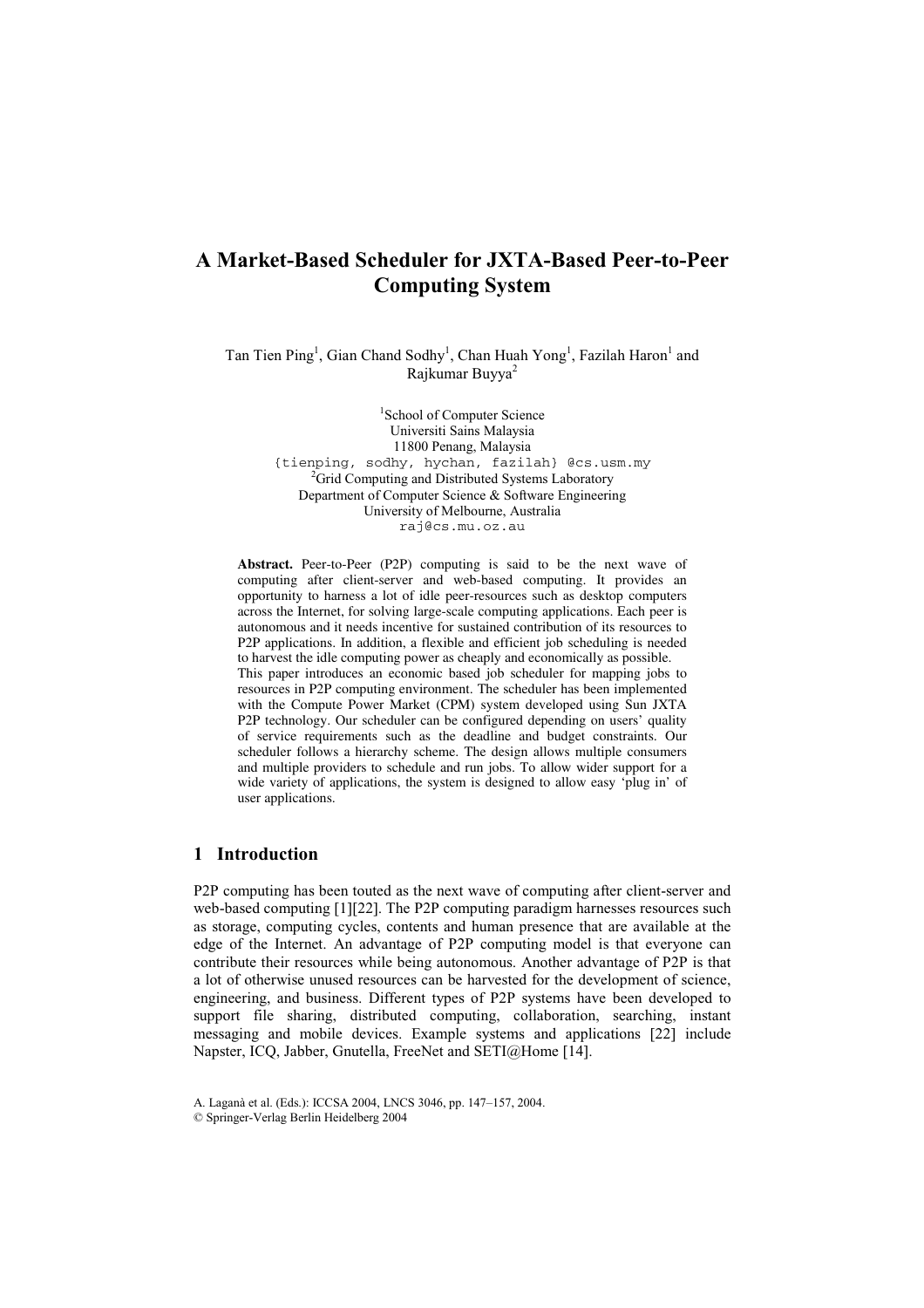# A Market-Based Scheduler for JXTA-Based Peer-to-Peer Computing System

Tan Tien Ping[1], Gian Chand Sodhy[1], Chan Huah Yong[1], Fazilah Haron[1] and Rajkumar Buyya[2]

[1]School of Computer Science
Universiti Sains Malaysia
11800 Penang, Malaysia
{tienping, sodhy, hychan, fazilah} @cs.usm.my

[2]Grid Computing and Distributed Systems Laboratory
Department of Computer Science & Software Engineering
University of Melbourne, Australia
raj@cs.mu.oz.au

**Abstract.** Peer-to-Peer (P2P) computing is said to be the next wave of computing after client-server and web-based computing. It provides an opportunity to harness a lot of idle peer-resources such as desktop computers across the Internet, for solving large-scale computing applications. Each peer is autonomous and it needs incentive for sustained contribution of its resources to P2P applications. In addition, a flexible and efficient job scheduling is needed to harvest the idle computing power as cheaply and economically as possible. This paper introduces an economic based job scheduler for mapping jobs to resources in P2P computing environment. The scheduler has been implemented with the Compute Power Market (CPM) system developed using Sun JXTA P2P technology. Our scheduler can be configured depending on users' quality of service requirements such as the deadline and budget constraints. Our scheduler follows a hierarchy scheme. The design allows multiple consumers and multiple providers to schedule and run jobs. To allow wider support for a wide variety of applications, the system is designed to allow easy 'plug in' of user applications.

## 1 Introduction

P2P computing has been touted as the next wave of computing after client-server and web-based computing [1][22]. The P2P computing paradigm harnesses resources such as storage, computing cycles, contents and human presence that are available at the edge of the Internet. An advantage of P2P computing model is that everyone can contribute their resources while being autonomous. Another advantage of P2P is that a lot of otherwise unused resources can be harvested for the development of science, engineering, and business. Different types of P2P systems have been developed to support file sharing, distributed computing, collaboration, searching, instant messaging and mobile devices. Example systems and applications [22] include Napster, ICQ, Jabber, Gnutella, FreeNet and SETI@Home [14].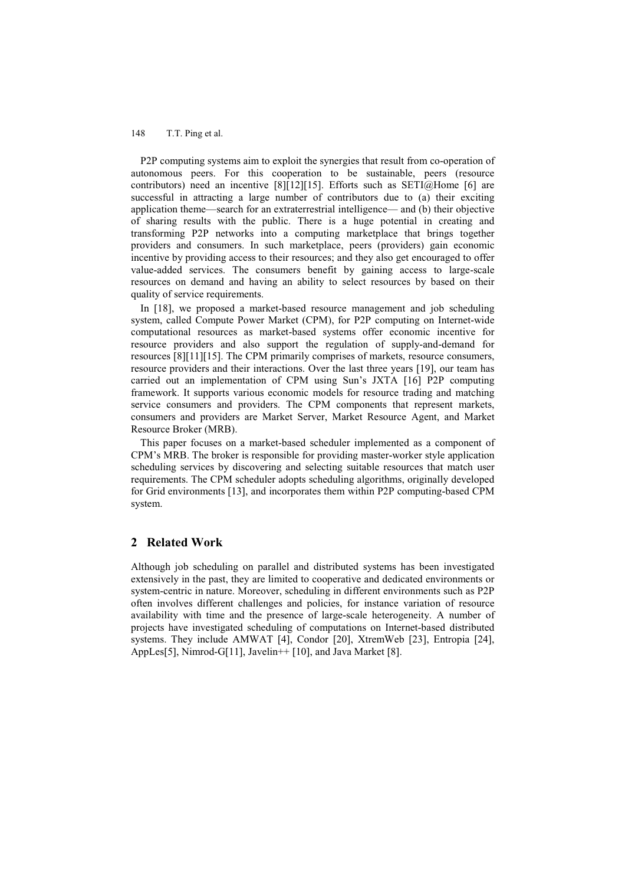P2P computing systems aim to exploit the synergies that result from co-operation of autonomous peers. For this cooperation to be sustainable, peers (resource contributors) need an incentive [8][12][15]. Efforts such as SETI@Home [6] are successful in attracting a large number of contributors due to (a) their exciting application theme—search for an extraterrestrial intelligence— and (b) their objective of sharing results with the public. There is a huge potential in creating and transforming P2P networks into a computing marketplace that brings together providers and consumers. In such marketplace, peers (providers) gain economic incentive by providing access to their resources; and they also get encouraged to offer value-added services. The consumers benefit by gaining access to large-scale resources on demand and having an ability to select resources by based on their quality of service requirements.

In [18], we proposed a market-based resource management and job scheduling system, called Compute Power Market (CPM), for P2P computing on Internet-wide computational resources as market-based systems offer economic incentive for resource providers and also support the regulation of supply-and-demand for resources [8][11][15]. The CPM primarily comprises of markets, resource consumers, resource providers and their interactions. Over the last three years [19], our team has carried out an implementation of CPM using Sun's JXTA [16] P2P computing framework. It supports various economic models for resource trading and matching service consumers and providers. The CPM components that represent markets, consumers and providers are Market Server, Market Resource Agent, and Market Resource Broker (MRB).

This paper focuses on a market-based scheduler implemented as a component of CPM's MRB. The broker is responsible for providing master-worker style application scheduling services by discovering and selecting suitable resources that match user requirements. The CPM scheduler adopts scheduling algorithms, originally developed for Grid environments [13], and incorporates them within P2P computing-based CPM system.

## 2 Related Work

Although job scheduling on parallel and distributed systems has been investigated extensively in the past, they are limited to cooperative and dedicated environments or system-centric in nature. Moreover, scheduling in different environments such as P2P often involves different challenges and policies, for instance variation of resource availability with time and the presence of large-scale heterogeneity. A number of projects have investigated scheduling of computations on Internet-based distributed systems. They include AMWAT [4], Condor [20], XtremWeb [23], Entropia [24], AppLes[5], Nimrod-G[11], Javelin++ [10], and Java Market [8].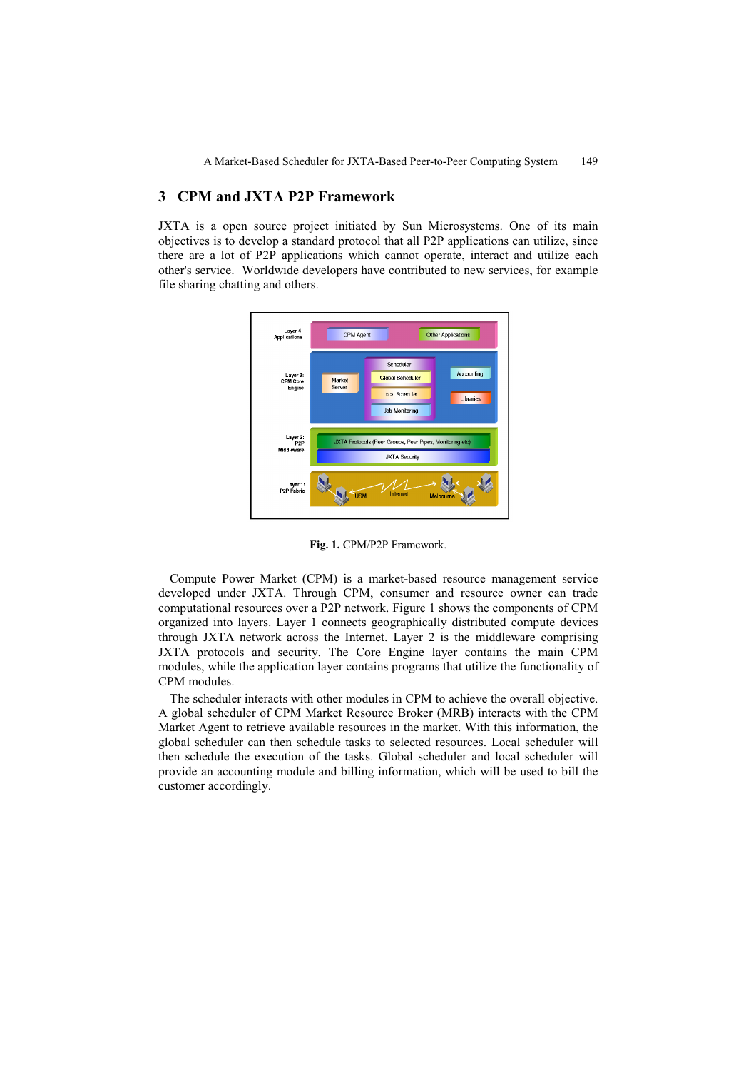## 3 CPM and JXTA P2P Framework

JXTA is a open source project initiated by Sun Microsystems. One of its main objectives is to develop a standard protocol that all P2P applications can utilize, since there are a lot of P2P applications which cannot operate, interact and utilize each other's service. Worldwide developers have contributed to new services, for example file sharing chatting and others.

**Fig. 1.** CPM/P2P Framework.

Compute Power Market (CPM) is a market-based resource management service developed under JXTA. Through CPM, consumer and resource owner can trade computational resources over a P2P network. Figure 1 shows the components of CPM organized into layers. Layer 1 connects geographically distributed compute devices through JXTA network across the Internet. Layer 2 is the middleware comprising JXTA protocols and security. The Core Engine layer contains the main CPM modules, while the application layer contains programs that utilize the functionality of CPM modules.

The scheduler interacts with other modules in CPM to achieve the overall objective. A global scheduler of CPM Market Resource Broker (MRB) interacts with the CPM Market Agent to retrieve available resources in the market. With this information, the global scheduler can then schedule tasks to selected resources. Local scheduler will then schedule the execution of the tasks. Global scheduler and local scheduler will provide an accounting module and billing information, which will be used to bill the customer accordingly.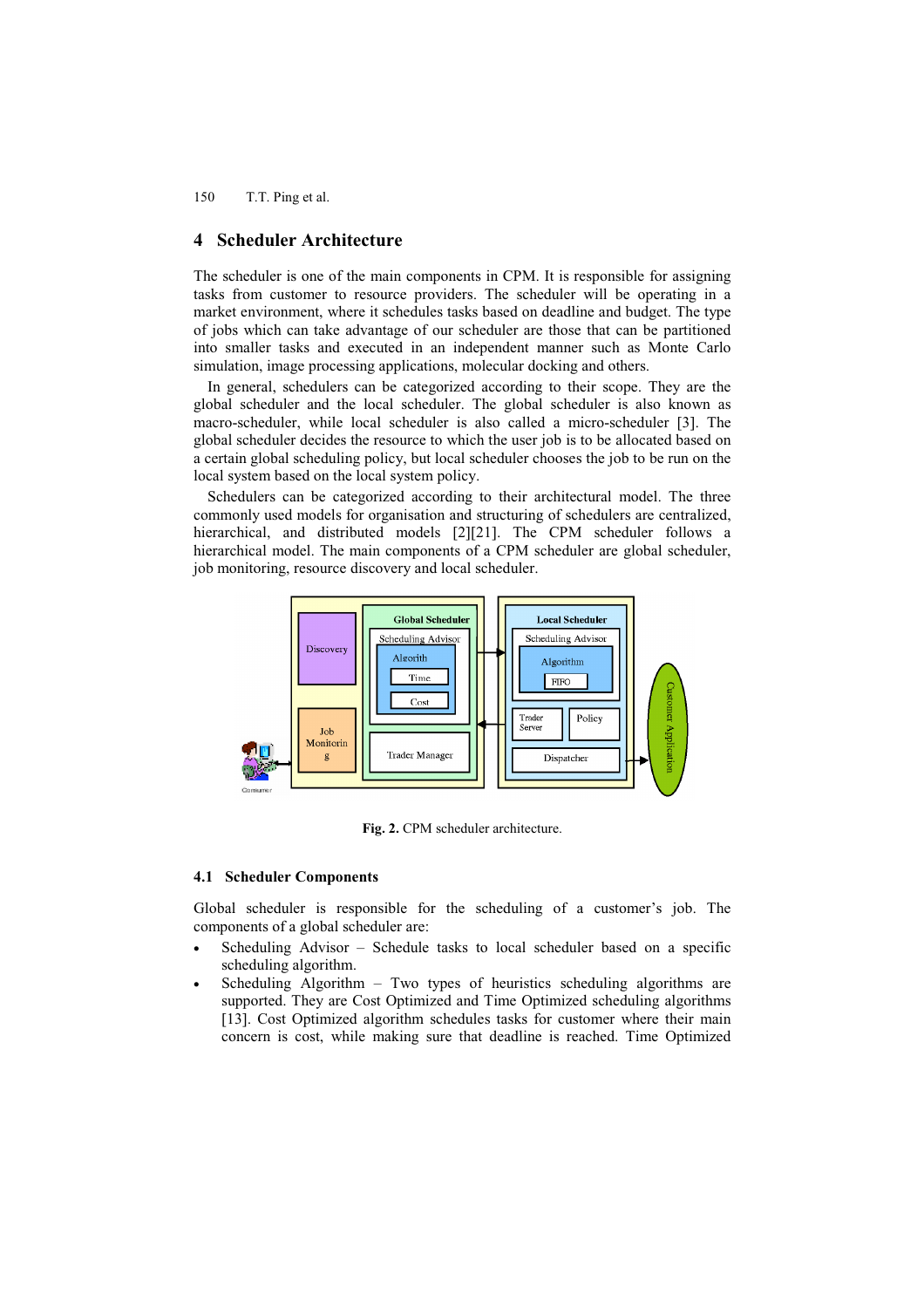## 4 Scheduler Architecture

The scheduler is one of the main components in CPM. It is responsible for assigning tasks from customer to resource providers. The scheduler will be operating in a market environment, where it schedules tasks based on deadline and budget. The type of jobs which can take advantage of our scheduler are those that can be partitioned into smaller tasks and executed in an independent manner such as Monte Carlo simulation, image processing applications, molecular docking and others.

In general, schedulers can be categorized according to their scope. They are the global scheduler and the local scheduler. The global scheduler is also known as macro-scheduler, while local scheduler is also called a micro-scheduler [3]. The global scheduler decides the resource to which the user job is to be allocated based on a certain global scheduling policy, but local scheduler chooses the job to be run on the local system based on the local system policy.

Schedulers can be categorized according to their architectural model. The three commonly used models for organisation and structuring of schedulers are centralized, hierarchical, and distributed models [2][21]. The CPM scheduler follows a hierarchical model. The main components of a CPM scheduler are global scheduler, job monitoring, resource discovery and local scheduler.

**Fig. 2.** CPM scheduler architecture.

### 4.1 Scheduler Components

Global scheduler is responsible for the scheduling of a customer's job. The components of a global scheduler are:

- Scheduling Advisor – Schedule tasks to local scheduler based on a specific scheduling algorithm.
- Scheduling Algorithm – Two types of heuristics scheduling algorithms are supported. They are Cost Optimized and Time Optimized scheduling algorithms [13]. Cost Optimized algorithm schedules tasks for customer where their main concern is cost, while making sure that deadline is reached. Time Optimized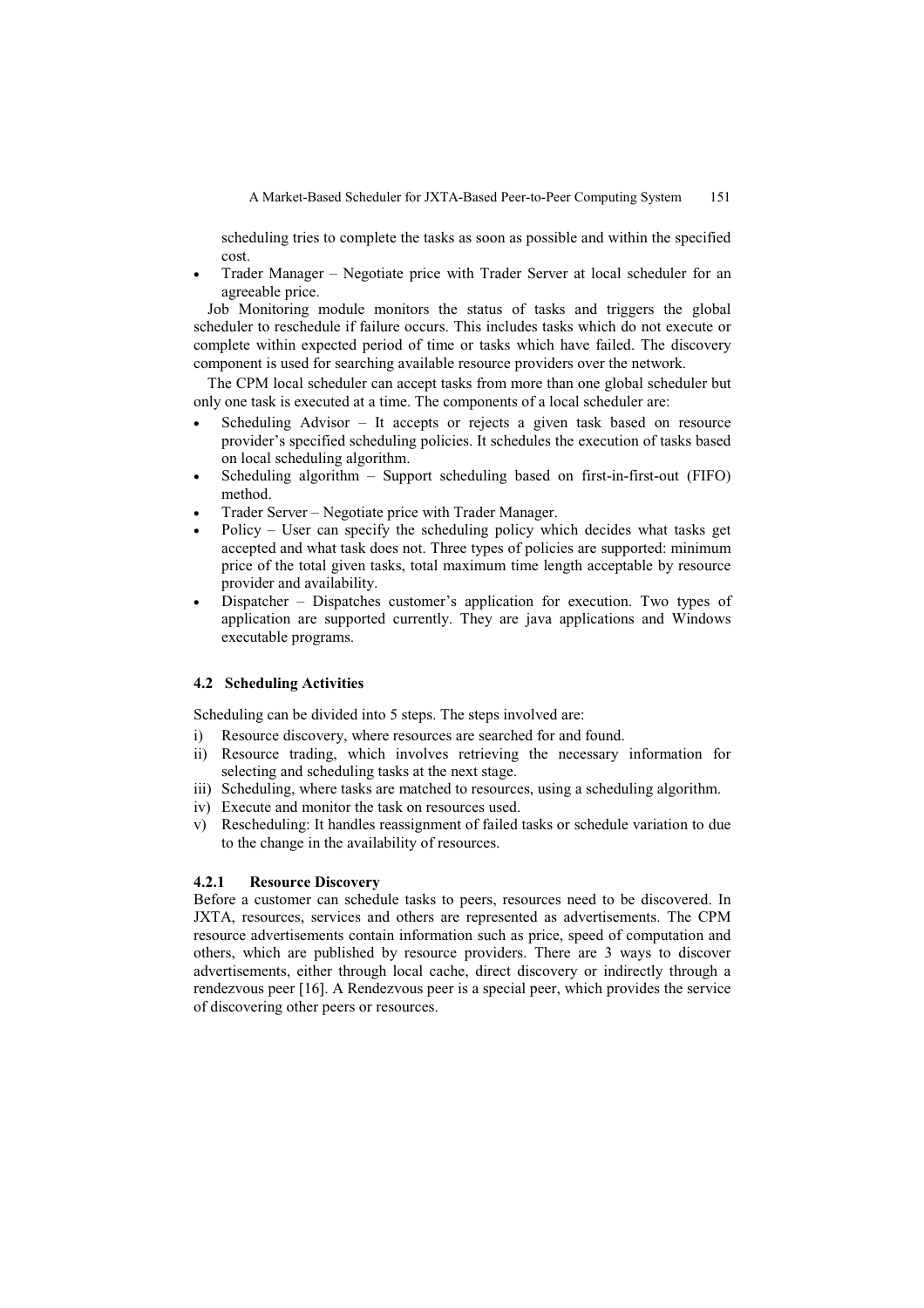scheduling tries to complete the tasks as soon as possible and within the specified cost.

- Trader Manager – Negotiate price with Trader Server at local scheduler for an agreeable price.

Job Monitoring module monitors the status of tasks and triggers the global scheduler to reschedule if failure occurs. This includes tasks which do not execute or complete within expected period of time or tasks which have failed. The discovery component is used for searching available resource providers over the network.

The CPM local scheduler can accept tasks from more than one global scheduler but only one task is executed at a time. The components of a local scheduler are:

- Scheduling Advisor – It accepts or rejects a given task based on resource provider's specified scheduling policies. It schedules the execution of tasks based on local scheduling algorithm.
- Scheduling algorithm – Support scheduling based on first-in-first-out (FIFO) method.
- Trader Server – Negotiate price with Trader Manager.
- Policy – User can specify the scheduling policy which decides what tasks get accepted and what task does not. Three types of policies are supported: minimum price of the total given tasks, total maximum time length acceptable by resource provider and availability.
- Dispatcher – Dispatches customer's application for execution. Two types of application are supported currently. They are java applications and Windows executable programs.

### 4.2 Scheduling Activities

Scheduling can be divided into 5 steps. The steps involved are:

i) Resource discovery, where resources are searched for and found.
ii) Resource trading, which involves retrieving the necessary information for selecting and scheduling tasks at the next stage.
iii) Scheduling, where tasks are matched to resources, using a scheduling algorithm.
iv) Execute and monitor the task on resources used.
v) Rescheduling: It handles reassignment of failed tasks or schedule variation to due to the change in the availability of resources.

#### 4.2.1 Resource Discovery

Before a customer can schedule tasks to peers, resources need to be discovered. In JXTA, resources, services and others are represented as advertisements. The CPM resource advertisements contain information such as price, speed of computation and others, which are published by resource providers. There are 3 ways to discover advertisements, either through local cache, direct discovery or indirectly through a rendezvous peer [16]. A Rendezvous peer is a special peer, which provides the service of discovering other peers or resources.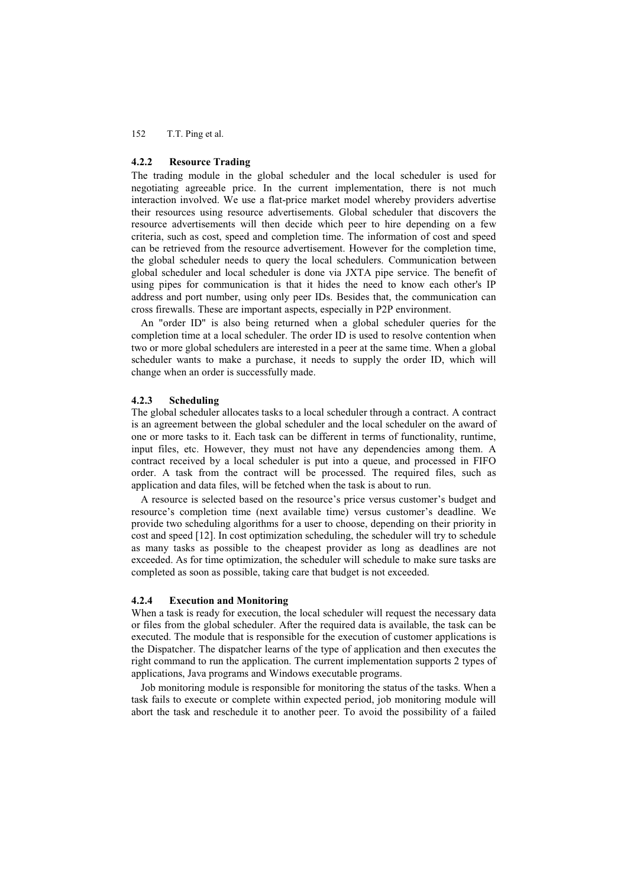#### 4.2.2 Resource Trading

The trading module in the global scheduler and the local scheduler is used for negotiating agreeable price. In the current implementation, there is not much interaction involved. We use a flat-price market model whereby providers advertise their resources using resource advertisements. Global scheduler that discovers the resource advertisements will then decide which peer to hire depending on a few criteria, such as cost, speed and completion time. The information of cost and speed can be retrieved from the resource advertisement. However for the completion time, the global scheduler needs to query the local schedulers. Communication between global scheduler and local scheduler is done via JXTA pipe service. The benefit of using pipes for communication is that it hides the need to know each other's IP address and port number, using only peer IDs. Besides that, the communication can cross firewalls. These are important aspects, especially in P2P environment.

An "order ID" is also being returned when a global scheduler queries for the completion time at a local scheduler. The order ID is used to resolve contention when two or more global schedulers are interested in a peer at the same time. When a global scheduler wants to make a purchase, it needs to supply the order ID, which will change when an order is successfully made.

#### 4.2.3 Scheduling

The global scheduler allocates tasks to a local scheduler through a contract. A contract is an agreement between the global scheduler and the local scheduler on the award of one or more tasks to it. Each task can be different in terms of functionality, runtime, input files, etc. However, they must not have any dependencies among them. A contract received by a local scheduler is put into a queue, and processed in FIFO order. A task from the contract will be processed. The required files, such as application and data files, will be fetched when the task is about to run.

A resource is selected based on the resource's price versus customer's budget and resource's completion time (next available time) versus customer's deadline. We provide two scheduling algorithms for a user to choose, depending on their priority in cost and speed [12]. In cost optimization scheduling, the scheduler will try to schedule as many tasks as possible to the cheapest provider as long as deadlines are not exceeded. As for time optimization, the scheduler will schedule to make sure tasks are completed as soon as possible, taking care that budget is not exceeded.

#### 4.2.4 Execution and Monitoring

When a task is ready for execution, the local scheduler will request the necessary data or files from the global scheduler. After the required data is available, the task can be executed. The module that is responsible for the execution of customer applications is the Dispatcher. The dispatcher learns of the type of application and then executes the right command to run the application. The current implementation supports 2 types of applications, Java programs and Windows executable programs.

Job monitoring module is responsible for monitoring the status of the tasks. When a task fails to execute or complete within expected period, job monitoring module will abort the task and reschedule it to another peer. To avoid the possibility of a failed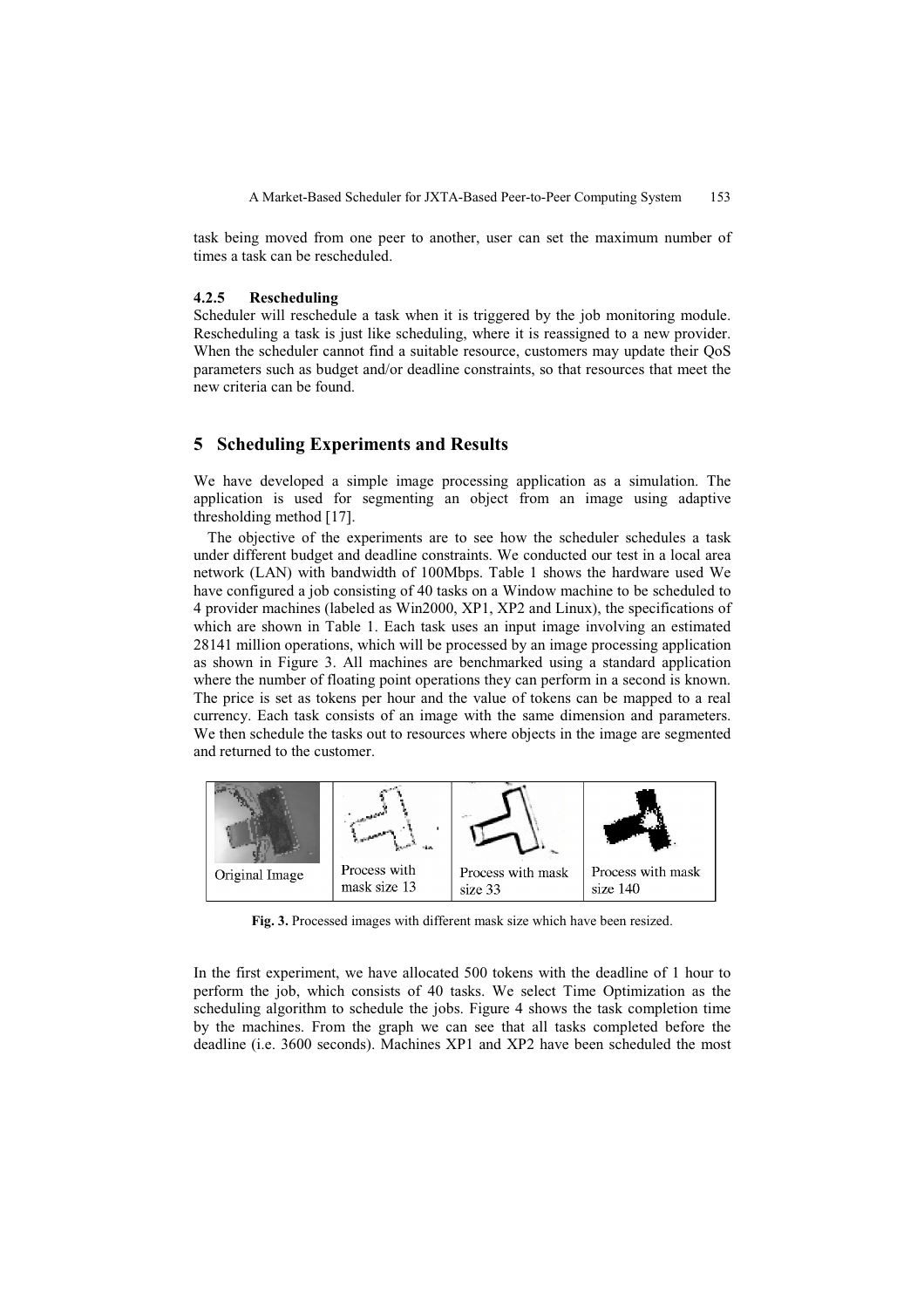task being moved from one peer to another, user can set the maximum number of times a task can be rescheduled.

#### 4.2.5 Rescheduling

Scheduler will reschedule a task when it is triggered by the job monitoring module. Rescheduling a task is just like scheduling, where it is reassigned to a new provider. When the scheduler cannot find a suitable resource, customers may update their QoS parameters such as budget and/or deadline constraints, so that resources that meet the new criteria can be found.

## 5 Scheduling Experiments and Results

We have developed a simple image processing application as a simulation. The application is used for segmenting an object from an image using adaptive thresholding method [17].

The objective of the experiments are to see how the scheduler schedules a task under different budget and deadline constraints. We conducted our test in a local area network (LAN) with bandwidth of 100Mbps. Table 1 shows the hardware used We have configured a job consisting of 40 tasks on a Window machine to be scheduled to 4 provider machines (labeled as Win2000, XP1, XP2 and Linux), the specifications of which are shown in Table 1. Each task uses an input image involving an estimated 28141 million operations, which will be processed by an image processing application as shown in Figure 3. All machines are benchmarked using a standard application where the number of floating point operations they can perform in a second is known. The price is set as tokens per hour and the value of tokens can be mapped to a real currency. Each task consists of an image with the same dimension and parameters. We then schedule the tasks out to resources where objects in the image are segmented and returned to the customer.

| Original Image | Process with mask size 13 | Process with mask size 33 | Process with mask size 140 |
|---|---|---|---|

**Fig. 3.** Processed images with different mask size which have been resized.

In the first experiment, we have allocated 500 tokens with the deadline of 1 hour to perform the job, which consists of 40 tasks. We select Time Optimization as the scheduling algorithm to schedule the jobs. Figure 4 shows the task completion time by the machines. From the graph we can see that all tasks completed before the deadline (i.e. 3600 seconds). Machines XP1 and XP2 have been scheduled the most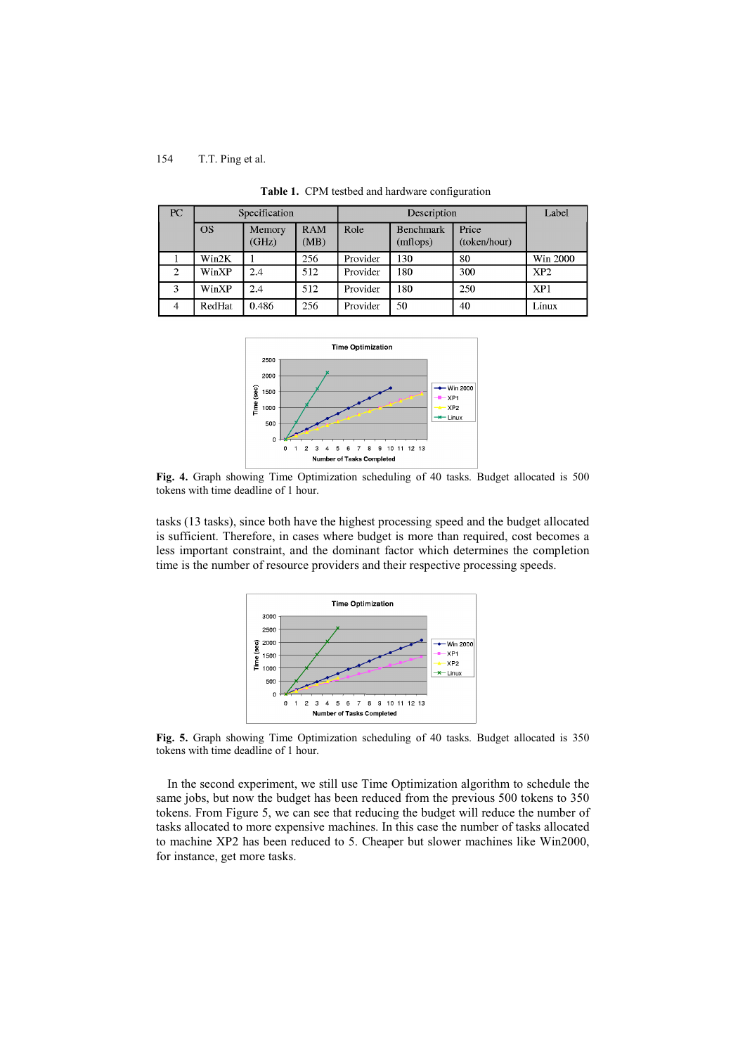**Table 1.** CPM testbed and hardware configuration

| PC | Specification | | | Description | | | Label |
|---|---|---|---|---|---|---|---|
| | OS | Memory (GHz) | RAM (MB) | Role | Benchmark (mflops) | Price (token/hour) | |
| 1 | Win2K | 1 | 256 | Provider | 130 | 80 | Win 2000 |
| 2 | WinXP | 2.4 | 512 | Provider | 180 | 300 | XP2 |
| 3 | WinXP | 2.4 | 512 | Provider | 180 | 250 | XP1 |
| 4 | RedHat | 0.486 | 256 | Provider | 50 | 40 | Linux |

**Fig. 4.** Graph showing Time Optimization scheduling of 40 tasks. Budget allocated is 500 tokens with time deadline of 1 hour.

tasks (13 tasks), since both have the highest processing speed and the budget allocated is sufficient. Therefore, in cases where budget is more than required, cost becomes a less important constraint, and the dominant factor which determines the completion time is the number of resource providers and their respective processing speeds.

**Fig. 5.** Graph showing Time Optimization scheduling of 40 tasks. Budget allocated is 350 tokens with time deadline of 1 hour.

In the second experiment, we still use Time Optimization algorithm to schedule the same jobs, but now the budget has been reduced from the previous 500 tokens to 350 tokens. From Figure 5, we can see that reducing the budget will reduce the number of tasks allocated to more expensive machines. In this case the number of tasks allocated to machine XP2 has been reduced to 5. Cheaper but slower machines like Win2000, for instance, get more tasks.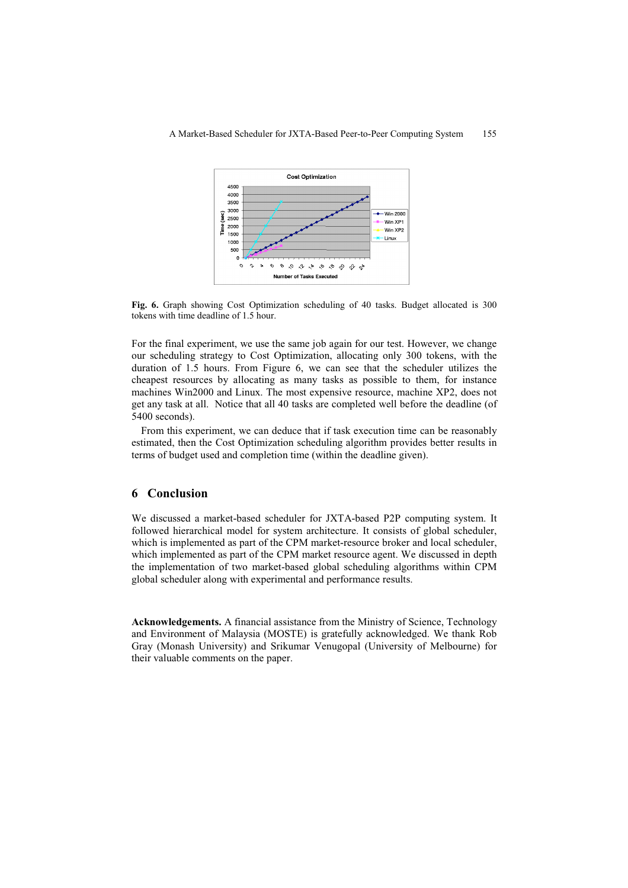**Fig. 6.** Graph showing Cost Optimization scheduling of 40 tasks. Budget allocated is 300 tokens with time deadline of 1.5 hour.

For the final experiment, we use the same job again for our test. However, we change our scheduling strategy to Cost Optimization, allocating only 300 tokens, with the duration of 1.5 hours. From Figure 6, we can see that the scheduler utilizes the cheapest resources by allocating as many tasks as possible to them, for instance machines Win2000 and Linux. The most expensive resource, machine XP2, does not get any task at all. Notice that all 40 tasks are completed well before the deadline (of 5400 seconds).

From this experiment, we can deduce that if task execution time can be reasonably estimated, then the Cost Optimization scheduling algorithm provides better results in terms of budget used and completion time (within the deadline given).

## 6 Conclusion

We discussed a market-based scheduler for JXTA-based P2P computing system. It followed hierarchical model for system architecture. It consists of global scheduler, which is implemented as part of the CPM market-resource broker and local scheduler, which implemented as part of the CPM market resource agent. We discussed in depth the implementation of two market-based global scheduling algorithms within CPM global scheduler along with experimental and performance results.

**Acknowledgements.** A financial assistance from the Ministry of Science, Technology and Environment of Malaysia (MOSTE) is gratefully acknowledged. We thank Rob Gray (Monash University) and Srikumar Venugopal (University of Melbourne) for their valuable comments on the paper.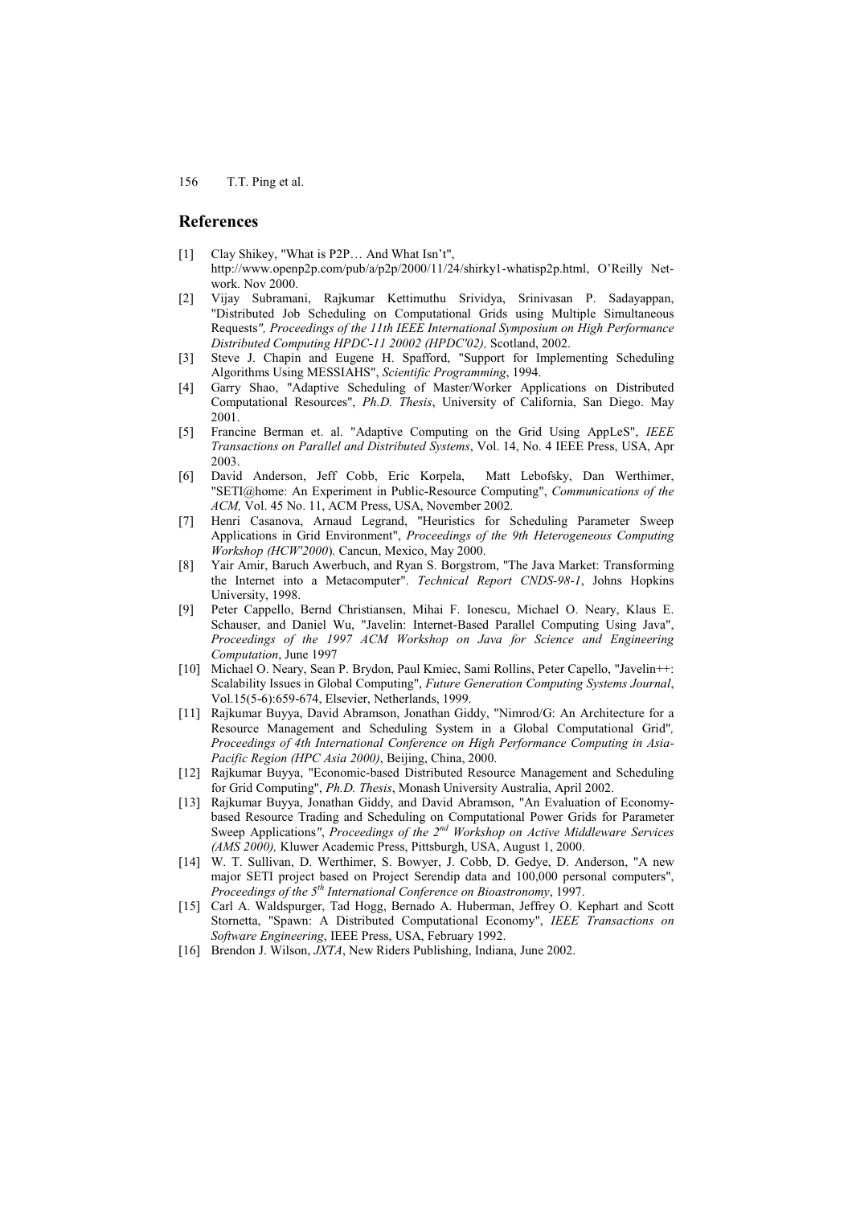## References

[1] Clay Shikey, "What is P2P… And What Isn't", http://www.openp2p.com/pub/a/p2p/2000/11/24/shirky1-whatisp2p.html, O'Reilly Network. Nov 2000.

[2] Vijay Subramani, Rajkumar Kettimuthu Srividya, Srinivasan P. Sadayappan, "Distributed Job Scheduling on Computational Grids using Multiple Simultaneous Requests", *Proceedings of the 11th IEEE International Symposium on High Performance Distributed Computing HPDC-11 20002 (HPDC'02),* Scotland, 2002.

[3] Steve J. Chapin and Eugene H. Spafford, "Support for Implementing Scheduling Algorithms Using MESSIAHS", *Scientific Programming*, 1994.

[4] Garry Shao, "Adaptive Scheduling of Master/Worker Applications on Distributed Computational Resources", *Ph.D. Thesis*, University of California, San Diego. May 2001.

[5] Francine Berman et. al. "Adaptive Computing on the Grid Using AppLeS", *IEEE Transactions on Parallel and Distributed Systems*, Vol. 14, No. 4 IEEE Press, USA, Apr 2003.

[6] David Anderson, Jeff Cobb, Eric Korpela, Matt Lebofsky, Dan Werthimer, "SETI@home: An Experiment in Public-Resource Computing", *Communications of the ACM,* Vol. 45 No. 11, ACM Press, USA, November 2002.

[7] Henri Casanova, Arnaud Legrand, "Heuristics for Scheduling Parameter Sweep Applications in Grid Environment", *Proceedings of the 9th Heterogeneous Computing Workshop (HCW'2000*). Cancun, Mexico, May 2000.

[8] Yair Amir, Baruch Awerbuch, and Ryan S. Borgstrom, "The Java Market: Transforming the Internet into a Metacomputer". *Technical Report CNDS-98-1*, Johns Hopkins University, 1998.

[9] Peter Cappello, Bernd Christiansen, Mihai F. Ionescu, Michael O. Neary, Klaus E. Schauser, and Daniel Wu, "Javelin: Internet-Based Parallel Computing Using Java", *Proceedings of the 1997 ACM Workshop on Java for Science and Engineering Computation*, June 1997

[10] Michael O. Neary, Sean P. Brydon, Paul Kmiec, Sami Rollins, Peter Capello, "Javelin++: Scalability Issues in Global Computing", *Future Generation Computing Systems Journal*, Vol.15(5-6):659-674, Elsevier, Netherlands, 1999.

[11] Rajkumar Buyya, David Abramson, Jonathan Giddy, "Nimrod/G: An Architecture for a Resource Management and Scheduling System in a Global Computational Grid", *Proceedings of 4th International Conference on High Performance Computing in Asia-Pacific Region (HPC Asia 2000)*, Beijing, China, 2000.

[12] Rajkumar Buyya, "Economic-based Distributed Resource Management and Scheduling for Grid Computing", *Ph.D. Thesis*, Monash University Australia, April 2002.

[13] Rajkumar Buyya, Jonathan Giddy, and David Abramson, "An Evaluation of Economy-based Resource Trading and Scheduling on Computational Power Grids for Parameter Sweep Applications", *Proceedings of the 2nd Workshop on Active Middleware Services (AMS 2000),* Kluwer Academic Press, Pittsburgh, USA, August 1, 2000.

[14] W. T. Sullivan, D. Werthimer, S. Bowyer, J. Cobb, D. Gedye, D. Anderson, "A new major SETI project based on Project Serendip data and 100,000 personal computers", *Proceedings of the 5th International Conference on Bioastronomy*, 1997.

[15] Carl A. Waldspurger, Tad Hogg, Bernado A. Huberman, Jeffrey O. Kephart and Scott Stornetta, "Spawn: A Distributed Computational Economy", *IEEE Transactions on Software Engineering*, IEEE Press, USA, February 1992.

[16] Brendon J. Wilson, *JXTA*, New Riders Publishing, Indiana, June 2002.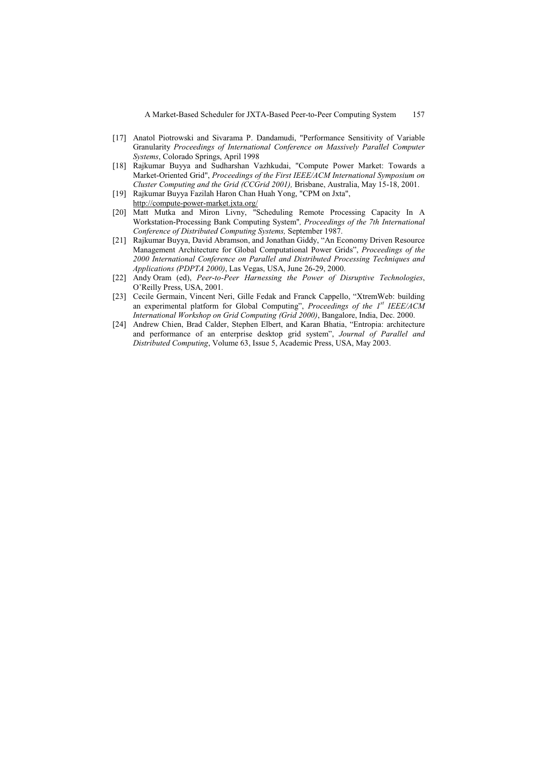[17] Anatol Piotrowski and Sivarama P. Dandamudi, "Performance Sensitivity of Variable Granularity *Proceedings of International Conference on Massively Parallel Computer Systems*, Colorado Springs, April 1998

[18] Rajkumar Buyya and Sudharshan Vazhkudai, "Compute Power Market: Towards a Market-Oriented Grid", *Proceedings of the First IEEE/ACM International Symposium on Cluster Computing and the Grid (CCGrid 2001),* Brisbane, Australia, May 15-18, 2001.

[19] Rajkumar Buyya Fazilah Haron Chan Huah Yong, "CPM on Jxta", http://compute-power-market.jxta.org/

[20] Matt Mutka and Miron Livny, "Scheduling Remote Processing Capacity In A Workstation-Processing Bank Computing System", *Proceedings of the 7th International Conference of Distributed Computing Systems,* September 1987.

[21] Rajkumar Buyya, David Abramson, and Jonathan Giddy, "An Economy Driven Resource Management Architecture for Global Computational Power Grids", *Proceedings of the 2000 International Conference on Parallel and Distributed Processing Techniques and Applications (PDPTA 2000)*, Las Vegas, USA, June 26-29, 2000.

[22] Andy Oram (ed), *Peer-to-Peer Harnessing the Power of Disruptive Technologies*, O'Reilly Press, USA, 2001.

[23] Cecile Germain, Vincent Neri, Gille Fedak and Franck Cappello, "XtremWeb: building an experimental platform for Global Computing", *Proceedings of the 1st IEEE/ACM International Workshop on Grid Computing (Grid 2000)*, Bangalore, India, Dec. 2000.

[24] Andrew Chien, Brad Calder, Stephen Elbert, and Karan Bhatia, "Entropia: architecture and performance of an enterprise desktop grid system", *Journal of Parallel and Distributed Computing*, Volume 63, Issue 5, Academic Press, USA, May 2003.